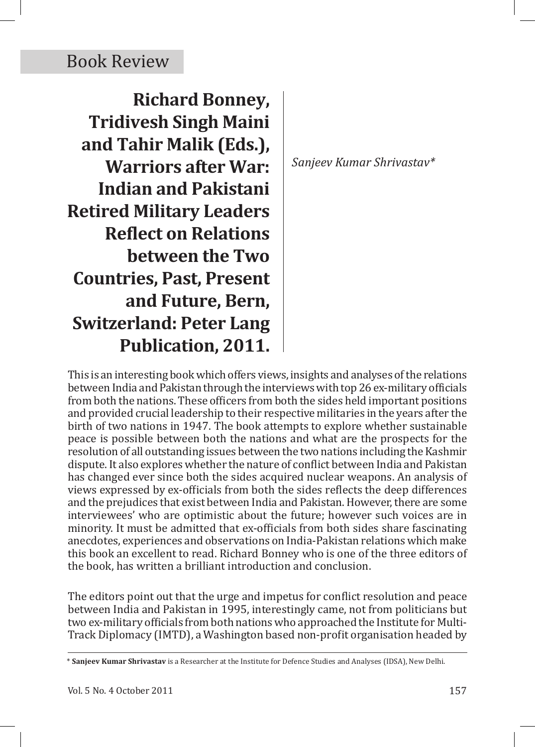Book Review

# Richard Bonney, Tridivesh Singh Maini and Tahir Malik (Eds.), Warriors after War: Indian and Pakistani Retired Military Leaders Reflect on Relations between the Two Countries, Past, Present and Future, Bern, Switzerland: Peter Lang Publication, 2011.

*Sanjeev Kumar Shrivastav**

This is an interesting book which offers views, insights and analyses of the relations between India and Pakistan through the interviews with top 26 ex-military officials from both the nations. These officers from both the sides held important positions and provided crucial leadership to their respective militaries in the years after the birth of two nations in 1947. The book attempts to explore whether sustainable peace is possible between both the nations and what are the prospects for the resolution of all outstanding issues between the two nations including the Kashmir dispute. It also explores whether the nature of conflict between India and Pakistan has changed ever since both the sides acquired nuclear weapons. An analysis of views expressed by ex-officials from both the sides reflects the deep differences and the prejudices that exist between India and Pakistan. However, there are some interviewees' who are optimistic about the future; however such voices are in minority. It must be admitted that ex-officials from both sides share fascinating anecdotes, experiences and observations on India-Pakistan relations which make this book an excellent to read. Richard Bonney who is one of the three editors of the book, has written a brilliant introduction and conclusion.

The editors point out that the urge and impetus for conflict resolution and peace between India and Pakistan in 1995, interestingly came, not from politicians but two ex-military officials from both nations who approached the Institute for Multi-Track Diplomacy (IMTD), a Washington based non-profit organisation headed by

---

\* **Sanjeev Kumar Shrivastav** is a Researcher at the Institute for Defence Studies and Analyses (IDSA), New Delhi.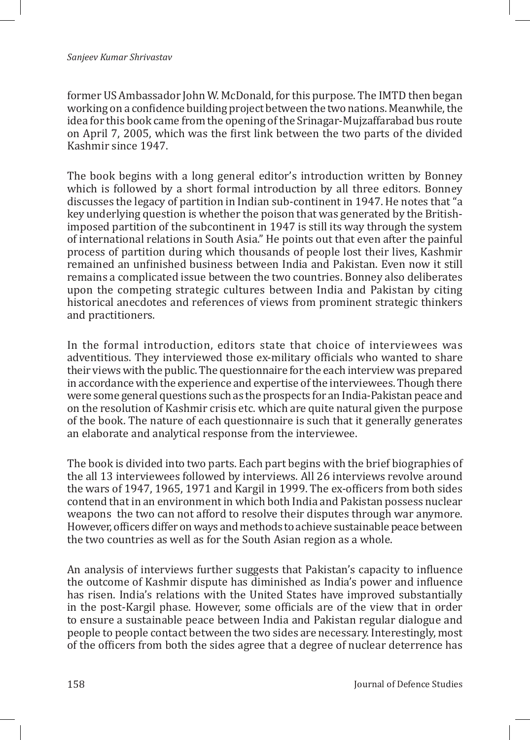former US Ambassador John W. McDonald, for this purpose. The IMTD then began working on a confidence building project between the two nations. Meanwhile, the idea for this book came from the opening of the Srinagar-Mujzaffarabad bus route on April 7, 2005, which was the first link between the two parts of the divided Kashmir since 1947.

The book begins with a long general editor's introduction written by Bonney which is followed by a short formal introduction by all three editors. Bonney discusses the legacy of partition in Indian sub-continent in 1947. He notes that "a key underlying question is whether the poison that was generated by the British-imposed partition of the subcontinent in 1947 is still its way through the system of international relations in South Asia." He points out that even after the painful process of partition during which thousands of people lost their lives, Kashmir remained an unfinished business between India and Pakistan. Even now it still remains a complicated issue between the two countries. Bonney also deliberates upon the competing strategic cultures between India and Pakistan by citing historical anecdotes and references of views from prominent strategic thinkers and practitioners.

In the formal introduction, editors state that choice of interviewees was adventitious. They interviewed those ex-military officials who wanted to share their views with the public. The questionnaire for the each interview was prepared in accordance with the experience and expertise of the interviewees. Though there were some general questions such as the prospects for an India-Pakistan peace and on the resolution of Kashmir crisis etc. which are quite natural given the purpose of the book. The nature of each questionnaire is such that it generally generates an elaborate and analytical response from the interviewee.

The book is divided into two parts. Each part begins with the brief biographies of the all 13 interviewees followed by interviews. All 26 interviews revolve around the wars of 1947, 1965, 1971 and Kargil in 1999. The ex-officers from both sides contend that in an environment in which both India and Pakistan possess nuclear weapons the two can not afford to resolve their disputes through war anymore. However, officers differ on ways and methods to achieve sustainable peace between the two countries as well as for the South Asian region as a whole.

An analysis of interviews further suggests that Pakistan's capacity to influence the outcome of Kashmir dispute has diminished as India's power and influence has risen. India's relations with the United States have improved substantially in the post-Kargil phase. However, some officials are of the view that in order to ensure a sustainable peace between India and Pakistan regular dialogue and people to people contact between the two sides are necessary. Interestingly, most of the officers from both the sides agree that a degree of nuclear deterrence has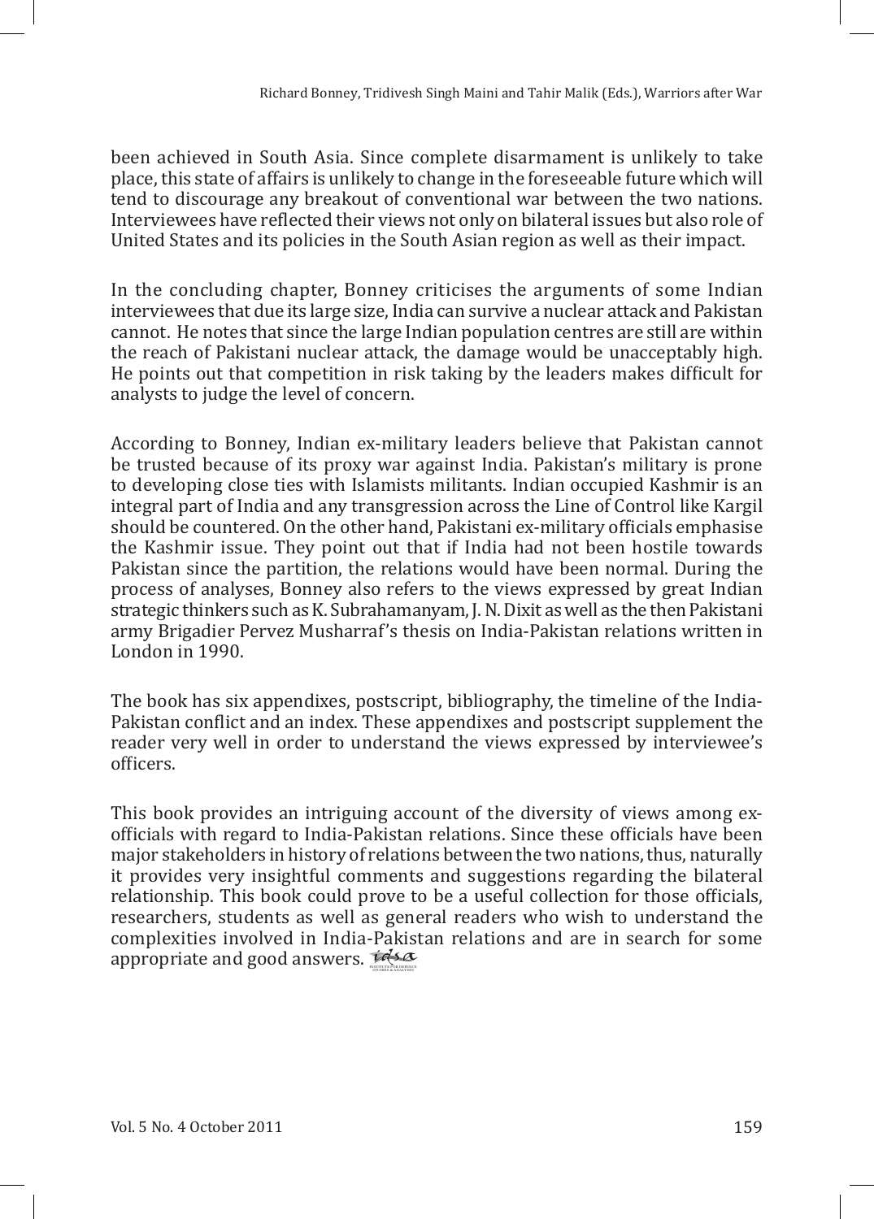been achieved in South Asia. Since complete disarmament is unlikely to take place, this state of affairs is unlikely to change in the foreseeable future which will tend to discourage any breakout of conventional war between the two nations. Interviewees have reflected their views not only on bilateral issues but also role of United States and its policies in the South Asian region as well as their impact.

In the concluding chapter, Bonney criticises the arguments of some Indian interviewees that due its large size, India can survive a nuclear attack and Pakistan cannot. He notes that since the large Indian population centres are still are within the reach of Pakistani nuclear attack, the damage would be unacceptably high. He points out that competition in risk taking by the leaders makes difficult for analysts to judge the level of concern.

According to Bonney, Indian ex-military leaders believe that Pakistan cannot be trusted because of its proxy war against India. Pakistan's military is prone to developing close ties with Islamists militants. Indian occupied Kashmir is an integral part of India and any transgression across the Line of Control like Kargil should be countered. On the other hand, Pakistani ex-military officials emphasise the Kashmir issue. They point out that if India had not been hostile towards Pakistan since the partition, the relations would have been normal. During the process of analyses, Bonney also refers to the views expressed by great Indian strategic thinkers such as K. Subrahamanyam, J. N. Dixit as well as the then Pakistani army Brigadier Pervez Musharraf's thesis on India-Pakistan relations written in London in 1990.

The book has six appendixes, postscript, bibliography, the timeline of the India-Pakistan conflict and an index. These appendixes and postscript supplement the reader very well in order to understand the views expressed by interviewee's officers.

This book provides an intriguing account of the diversity of views among ex-officials with regard to India-Pakistan relations. Since these officials have been major stakeholders in history of relations between the two nations, thus, naturally it provides very insightful comments and suggestions regarding the bilateral relationship. This book could prove to be a useful collection for those officials, researchers, students as well as general readers who wish to understand the complexities involved in India-Pakistan relations and are in search for some appropriate and good answers.